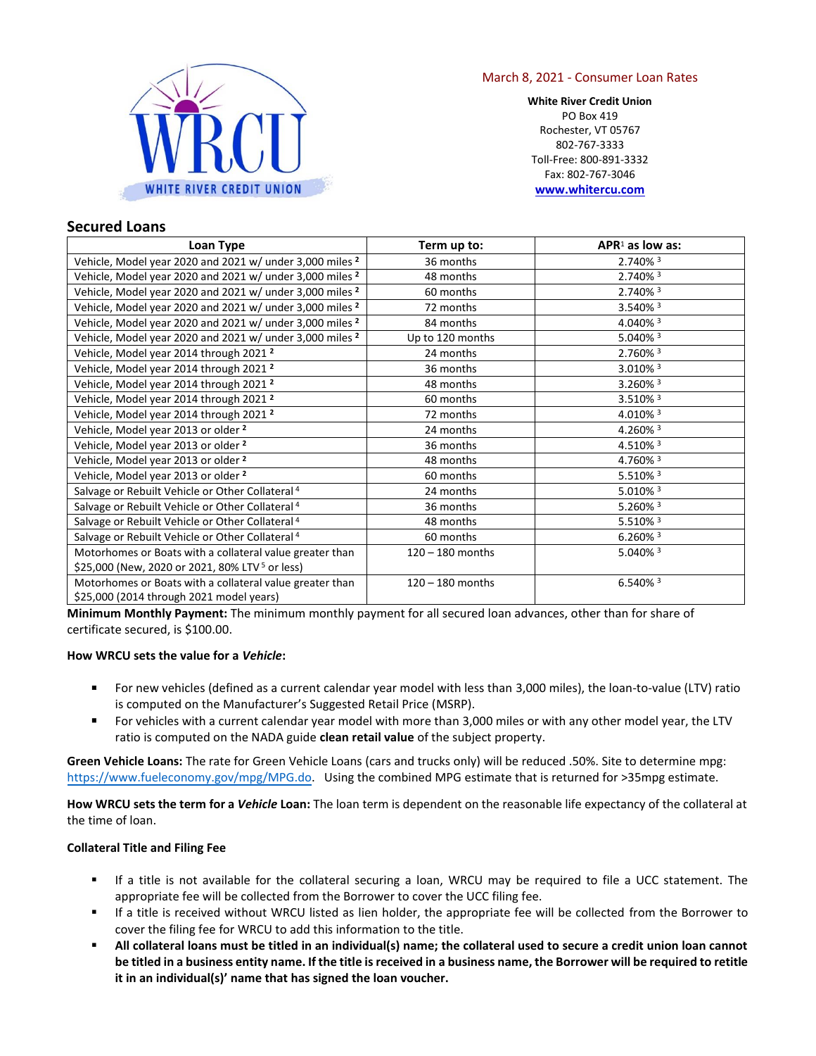March 8, 2021 - Consumer Loan Rates

**White River Credit Union**
PO Box 419
Rochester, VT 05767
802-767-3333
Toll-Free: 800-891-3332
Fax: 802-767-3046
[www.whitercu.com](http://www.whitercu.com)

## Secured Loans

| Loan Type | Term up to: | APR[1] as low as: |
|---|---|---|
| Vehicle, Model year 2020 and 2021 w/ under 3,000 miles [2] | 36 months | 2.740% [3] |
| Vehicle, Model year 2020 and 2021 w/ under 3,000 miles [2] | 48 months | 2.740% [3] |
| Vehicle, Model year 2020 and 2021 w/ under 3,000 miles [2] | 60 months | 2.740% [3] |
| Vehicle, Model year 2020 and 2021 w/ under 3,000 miles [2] | 72 months | 3.540% [3] |
| Vehicle, Model year 2020 and 2021 w/ under 3,000 miles [2] | 84 months | 4.040% [3] |
| Vehicle, Model year 2020 and 2021 w/ under 3,000 miles [2] | Up to 120 months | 5.040% [3] |
| Vehicle, Model year 2014 through 2021 [2] | 24 months | 2.760% [3] |
| Vehicle, Model year 2014 through 2021 [2] | 36 months | 3.010% [3] |
| Vehicle, Model year 2014 through 2021 [2] | 48 months | 3.260% [3] |
| Vehicle, Model year 2014 through 2021 [2] | 60 months | 3.510% [3] |
| Vehicle, Model year 2014 through 2021 [2] | 72 months | 4.010% [3] |
| Vehicle, Model year 2013 or older [2] | 24 months | 4.260% [3] |
| Vehicle, Model year 2013 or older [2] | 36 months | 4.510% [3] |
| Vehicle, Model year 2013 or older [2] | 48 months | 4.760% [3] |
| Vehicle, Model year 2013 or older [2] | 60 months | 5.510% [3] |
| Salvage or Rebuilt Vehicle or Other Collateral [4] | 24 months | 5.010% [3] |
| Salvage or Rebuilt Vehicle or Other Collateral [4] | 36 months | 5.260% [3] |
| Salvage or Rebuilt Vehicle or Other Collateral [4] | 48 months | 5.510% [3] |
| Salvage or Rebuilt Vehicle or Other Collateral [4] | 60 months | 6.260% [3] |
| Motorhomes or Boats with a collateral value greater than $25,000 (New, 2020 or 2021, 80% LTV [5] or less) | 120 – 180 months | 5.040% [3] |
| Motorhomes or Boats with a collateral value greater than $25,000 (2014 through 2021 model years) | 120 – 180 months | 6.540% [3] |

**Minimum Monthly Payment:** The minimum monthly payment for all secured loan advances, other than for share of certificate secured, is $100.00.

**How WRCU sets the value for a *Vehicle*:**

- For new vehicles (defined as a current calendar year model with less than 3,000 miles), the loan-to-value (LTV) ratio is computed on the Manufacturer's Suggested Retail Price (MSRP).
- For vehicles with a current calendar year model with more than 3,000 miles or with any other model year, the LTV ratio is computed on the NADA guide **clean retail value** of the subject property.

**Green Vehicle Loans:** The rate for Green Vehicle Loans (cars and trucks only) will be reduced .50%. Site to determine mpg: [https://www.fueleconomy.gov/mpg/MPG.do](https://www.fueleconomy.gov/mpg/MPG.do). Using the combined MPG estimate that is returned for >35mpg estimate.

**How WRCU sets the term for a *Vehicle* Loan:** The loan term is dependent on the reasonable life expectancy of the collateral at the time of loan.

**Collateral Title and Filing Fee**

- If a title is not available for the collateral securing a loan, WRCU may be required to file a UCC statement. The appropriate fee will be collected from the Borrower to cover the UCC filing fee.
- If a title is received without WRCU listed as lien holder, the appropriate fee will be collected from the Borrower to cover the filing fee for WRCU to add this information to the title.
- **All collateral loans must be titled in an individual(s) name; the collateral used to secure a credit union loan cannot be titled in a business entity name. If the title is received in a business name, the Borrower will be required to retitle it in an individual(s)' name that has signed the loan voucher.**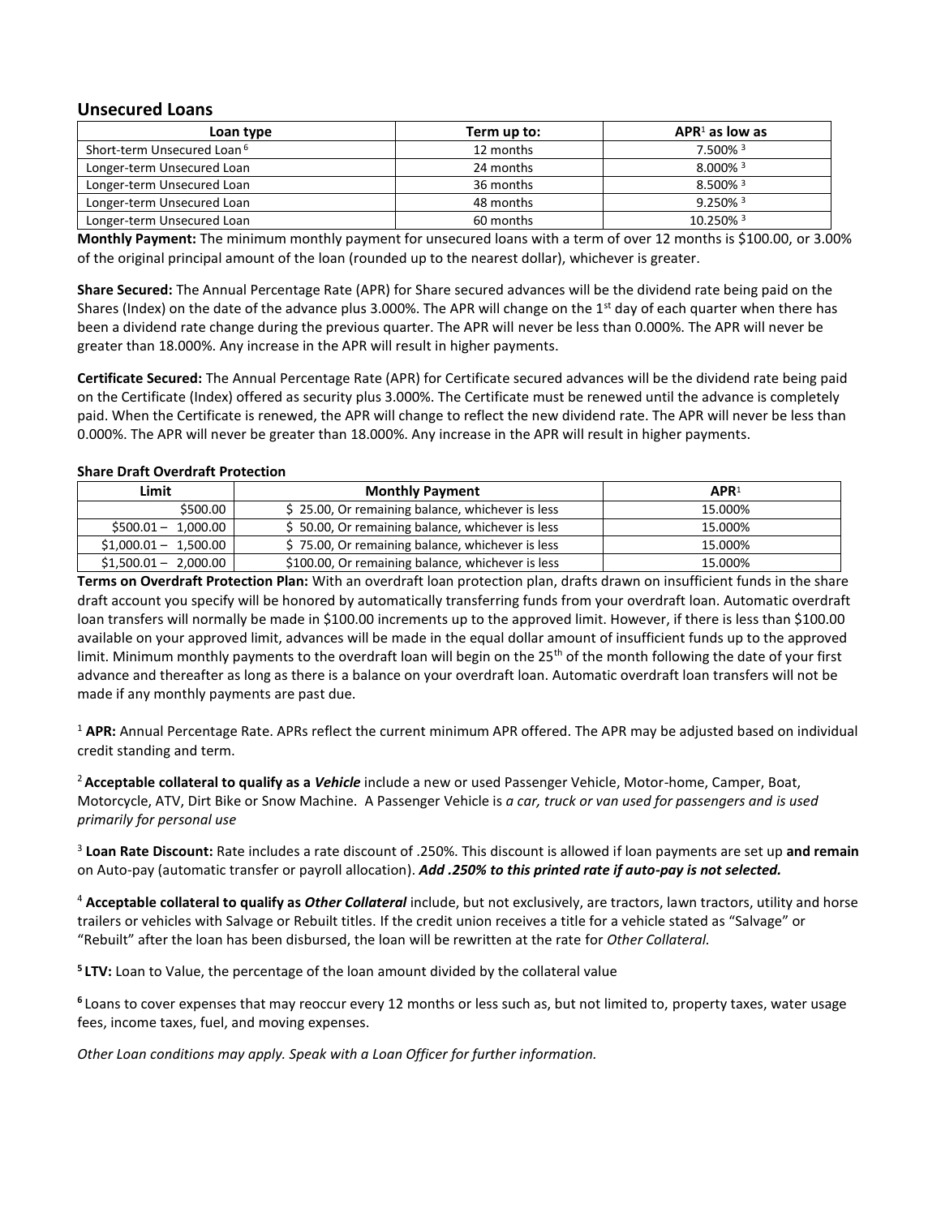## Unsecured Loans

| Loan type | Term up to: | APR[1] as low as |
|---|---|---|
| Short-term Unsecured Loan[6] | 12 months | 7.500%[3] |
| Longer-term Unsecured Loan | 24 months | 8.000%[3] |
| Longer-term Unsecured Loan | 36 months | 8.500%[3] |
| Longer-term Unsecured Loan | 48 months | 9.250%[3] |
| Longer-term Unsecured Loan | 60 months | 10.250%[3] |

**Monthly Payment:** The minimum monthly payment for unsecured loans with a term of over 12 months is $100.00, or 3.00% of the original principal amount of the loan (rounded up to the nearest dollar), whichever is greater.

**Share Secured:** The Annual Percentage Rate (APR) for Share secured advances will be the dividend rate being paid on the Shares (Index) on the date of the advance plus 3.000%. The APR will change on the 1st day of each quarter when there has been a dividend rate change during the previous quarter. The APR will never be less than 0.000%. The APR will never be greater than 18.000%. Any increase in the APR will result in higher payments.

**Certificate Secured:** The Annual Percentage Rate (APR) for Certificate secured advances will be the dividend rate being paid on the Certificate (Index) offered as security plus 3.000%. The Certificate must be renewed until the advance is completely paid. When the Certificate is renewed, the APR will change to reflect the new dividend rate. The APR will never be less than 0.000%. The APR will never be greater than 18.000%. Any increase in the APR will result in higher payments.

**Share Draft Overdraft Protection**

| Limit | Monthly Payment | APR[1] |
|---|---|---|
| $500.00 | $ 25.00, Or remaining balance, whichever is less | 15.000% |
| $500.01 – 1,000.00 | $ 50.00, Or remaining balance, whichever is less | 15.000% |
| $1,000.01 – 1,500.00 | $ 75.00, Or remaining balance, whichever is less | 15.000% |
| $1,500.01 – 2,000.00 | $100.00, Or remaining balance, whichever is less | 15.000% |

**Terms on Overdraft Protection Plan:** With an overdraft loan protection plan, drafts drawn on insufficient funds in the share draft account you specify will be honored by automatically transferring funds from your overdraft loan. Automatic overdraft loan transfers will normally be made in $100.00 increments up to the approved limit. However, if there is less than $100.00 available on your approved limit, advances will be made in the equal dollar amount of insufficient funds up to the approved limit. Minimum monthly payments to the overdraft loan will begin on the 25th of the month following the date of your first advance and thereafter as long as there is a balance on your overdraft loan. Automatic overdraft loan transfers will not be made if any monthly payments are past due.

[1] **APR:** Annual Percentage Rate. APRs reflect the current minimum APR offered. The APR may be adjusted based on individual credit standing and term.

[2] **Acceptable collateral to qualify as a *Vehicle*** include a new or used Passenger Vehicle, Motor-home, Camper, Boat, Motorcycle, ATV, Dirt Bike or Snow Machine. A Passenger Vehicle is *a car, truck or van used for passengers and is used primarily for personal use*

[3] **Loan Rate Discount:** Rate includes a rate discount of .250%. This discount is allowed if loan payments are set up **and remain** on Auto-pay (automatic transfer or payroll allocation). ***Add .250% to this printed rate if auto-pay is not selected.***

[4] **Acceptable collateral to qualify as *Other Collateral*** include, but not exclusively, are tractors, lawn tractors, utility and horse trailers or vehicles with Salvage or Rebuilt titles. If the credit union receives a title for a vehicle stated as "Salvage" or "Rebuilt" after the loan has been disbursed, the loan will be rewritten at the rate for *Other Collateral.*

[5] **LTV:** Loan to Value, the percentage of the loan amount divided by the collateral value

[6] Loans to cover expenses that may reoccur every 12 months or less such as, but not limited to, property taxes, water usage fees, income taxes, fuel, and moving expenses.

*Other Loan conditions may apply. Speak with a Loan Officer for further information.*